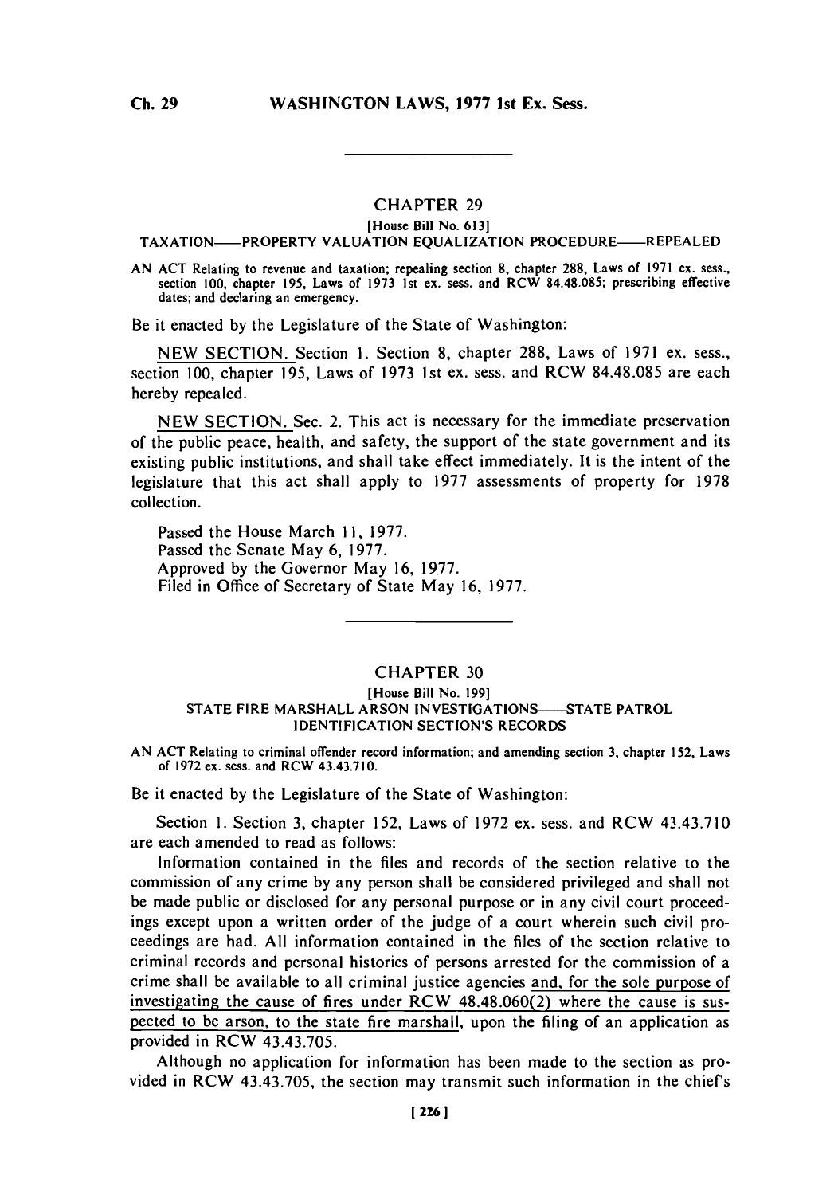## CHAPTER 29

[House Bill No. 613]

TAXATION——PROPERTY VALUATION EQUALIZATION PROCEDURE——REPEALED

AN ACT Relating to revenue and taxation; repealing section 8, chapter 288, Laws of 1971 ex. sess., section 100, chapter 195, Laws of 1973 1st ex. sess. and RCW 84.48.085; prescribing effective dates; and declaring an emergency.

Be it enacted by the Legislature of the State of Washington:

NEW SECTION. Section 1. Section 8, chapter 288, Laws of 1971 ex. sess., section 100, chapter 195, Laws of 1973 1st ex. sess. and RCW 84.48.085 are each hereby repealed.

NEW SECTION. Sec. 2. This act is necessary for the immediate preservation of the public peace, health, and safety, the support of the state government and its existing public institutions, and shall take effect immediately. It is the intent of the legislature that this act shall apply to 1977 assessments of property for 1978 collection.

Passed the House March 11, 1977.
Passed the Senate May 6, 1977.
Approved by the Governor May 16, 1977.
Filed in Office of Secretary of State May 16, 1977.

## CHAPTER 30

[House Bill No. 199]

STATE FIRE MARSHALL ARSON INVESTIGATIONS——STATE PATROL IDENTIFICATION SECTION'S RECORDS

AN ACT Relating to criminal offender record information; and amending section 3, chapter 152, Laws of 1972 ex. sess. and RCW 43.43.710.

Be it enacted by the Legislature of the State of Washington:

Section 1. Section 3, chapter 152, Laws of 1972 ex. sess. and RCW 43.43.710 are each amended to read as follows:

Information contained in the files and records of the section relative to the commission of any crime by any person shall be considered privileged and shall not be made public or disclosed for any personal purpose or in any civil court proceedings except upon a written order of the judge of a court wherein such civil proceedings are had. All information contained in the files of the section relative to criminal records and personal histories of persons arrested for the commission of a crime shall be available to all criminal justice agencies and, for the sole purpose of investigating the cause of fires under RCW 48.48.060(2) where the cause is suspected to be arson, to the state fire marshall, upon the filing of an application as provided in RCW 43.43.705.

Although no application for information has been made to the section as provided in RCW 43.43.705, the section may transmit such information in the chief's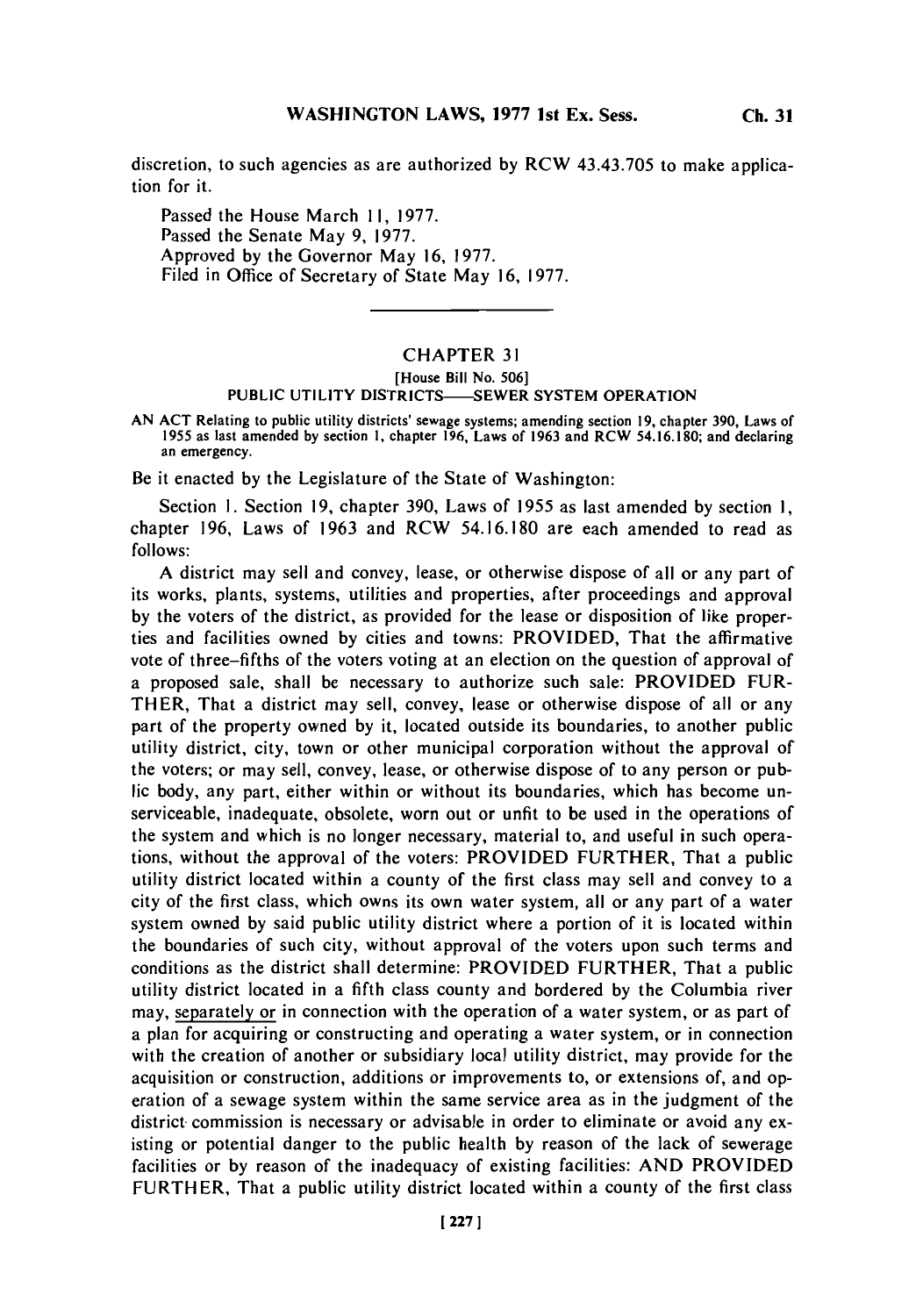discretion, to such agencies as are authorized by RCW 43.43.705 to make application for it.

Passed the House March 11, 1977.
Passed the Senate May 9, 1977.
Approved by the Governor May 16, 1977.
Filed in Office of Secretary of State May 16, 1977.

---

## CHAPTER 31

[House Bill No. 506]

PUBLIC UTILITY DISTRICTS——SEWER SYSTEM OPERATION

AN ACT Relating to public utility districts' sewage systems; amending section 19, chapter 390, Laws of 1955 as last amended by section 1, chapter 196, Laws of 1963 and RCW 54.16.180; and declaring an emergency.

Be it enacted by the Legislature of the State of Washington:

Section 1. Section 19, chapter 390, Laws of 1955 as last amended by section 1, chapter 196, Laws of 1963 and RCW 54.16.180 are each amended to read as follows:

A district may sell and convey, lease, or otherwise dispose of all or any part of its works, plants, systems, utilities and properties, after proceedings and approval by the voters of the district, as provided for the lease or disposition of like properties and facilities owned by cities and towns: PROVIDED, That the affirmative vote of three-fifths of the voters voting at an election on the question of approval of a proposed sale, shall be necessary to authorize such sale: PROVIDED FURTHER, That a district may sell, convey, lease or otherwise dispose of all or any part of the property owned by it, located outside its boundaries, to another public utility district, city, town or other municipal corporation without the approval of the voters; or may sell, convey, lease, or otherwise dispose of to any person or public body, any part, either within or without its boundaries, which has become unserviceable, inadequate, obsolete, worn out or unfit to be used in the operations of the system and which is no longer necessary, material to, and useful in such operations, without the approval of the voters: PROVIDED FURTHER, That a public utility district located within a county of the first class may sell and convey to a city of the first class, which owns its own water system, all or any part of a water system owned by said public utility district where a portion of it is located within the boundaries of such city, without approval of the voters upon such terms and conditions as the district shall determine: PROVIDED FURTHER, That a public utility district located in a fifth class county and bordered by the Columbia river may, <u>separately or</u> in connection with the operation of a water system, or as part of a plan for acquiring or constructing and operating a water system, or in connection with the creation of another or subsidiary local utility district, may provide for the acquisition or construction, additions or improvements to, or extensions of, and operation of a sewage system within the same service area as in the judgment of the district commission is necessary or advisable in order to eliminate or avoid any existing or potential danger to the public health by reason of the lack of sewerage facilities or by reason of the inadequacy of existing facilities: AND PROVIDED FURTHER, That a public utility district located within a county of the first class